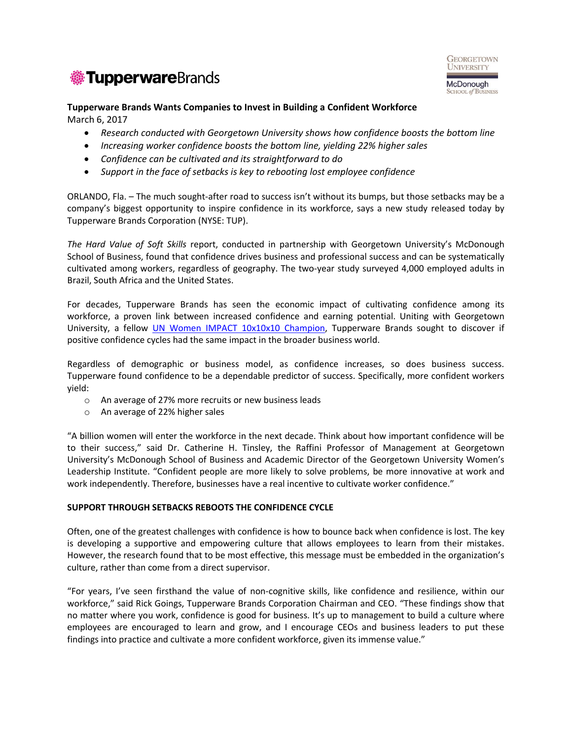**Tupperware Brands Wants Companies to Invest in Building a Confident Workforce**

March 6, 2017

- *Research conducted with Georgetown University shows how confidence boosts the bottom line*
- *Increasing worker confidence boosts the bottom line, yielding 22% higher sales*
- *Confidence can be cultivated and its straightforward to do*
- *Support in the face of setbacks is key to rebooting lost employee confidence*

ORLANDO, Fla. – The much sought-after road to success isn't without its bumps, but those setbacks may be a company's biggest opportunity to inspire confidence in its workforce, says a new study released today by Tupperware Brands Corporation (NYSE: TUP).

*The Hard Value of Soft Skills* report, conducted in partnership with Georgetown University's McDonough School of Business, found that confidence drives business and professional success and can be systematically cultivated among workers, regardless of geography. The two-year study surveyed 4,000 employed adults in Brazil, South Africa and the United States.

For decades, Tupperware Brands has seen the economic impact of cultivating confidence among its workforce, a proven link between increased confidence and earning potential. Uniting with Georgetown University, a fellow UN Women IMPACT 10x10x10 Champion, Tupperware Brands sought to discover if positive confidence cycles had the same impact in the broader business world.

Regardless of demographic or business model, as confidence increases, so does business success. Tupperware found confidence to be a dependable predictor of success. Specifically, more confident workers yield:

- An average of 27% more recruits or new business leads
- An average of 22% higher sales

"A billion women will enter the workforce in the next decade. Think about how important confidence will be to their success," said Dr. Catherine H. Tinsley, the Raffini Professor of Management at Georgetown University's McDonough School of Business and Academic Director of the Georgetown University Women's Leadership Institute. "Confident people are more likely to solve problems, be more innovative at work and work independently. Therefore, businesses have a real incentive to cultivate worker confidence."

**SUPPORT THROUGH SETBACKS REBOOTS THE CONFIDENCE CYCLE**

Often, one of the greatest challenges with confidence is how to bounce back when confidence is lost. The key is developing a supportive and empowering culture that allows employees to learn from their mistakes. However, the research found that to be most effective, this message must be embedded in the organization's culture, rather than come from a direct supervisor.

"For years, I've seen firsthand the value of non-cognitive skills, like confidence and resilience, within our workforce," said Rick Goings, Tupperware Brands Corporation Chairman and CEO. "These findings show that no matter where you work, confidence is good for business. It's up to management to build a culture where employees are encouraged to learn and grow, and I encourage CEOs and business leaders to put these findings into practice and cultivate a more confident workforce, given its immense value."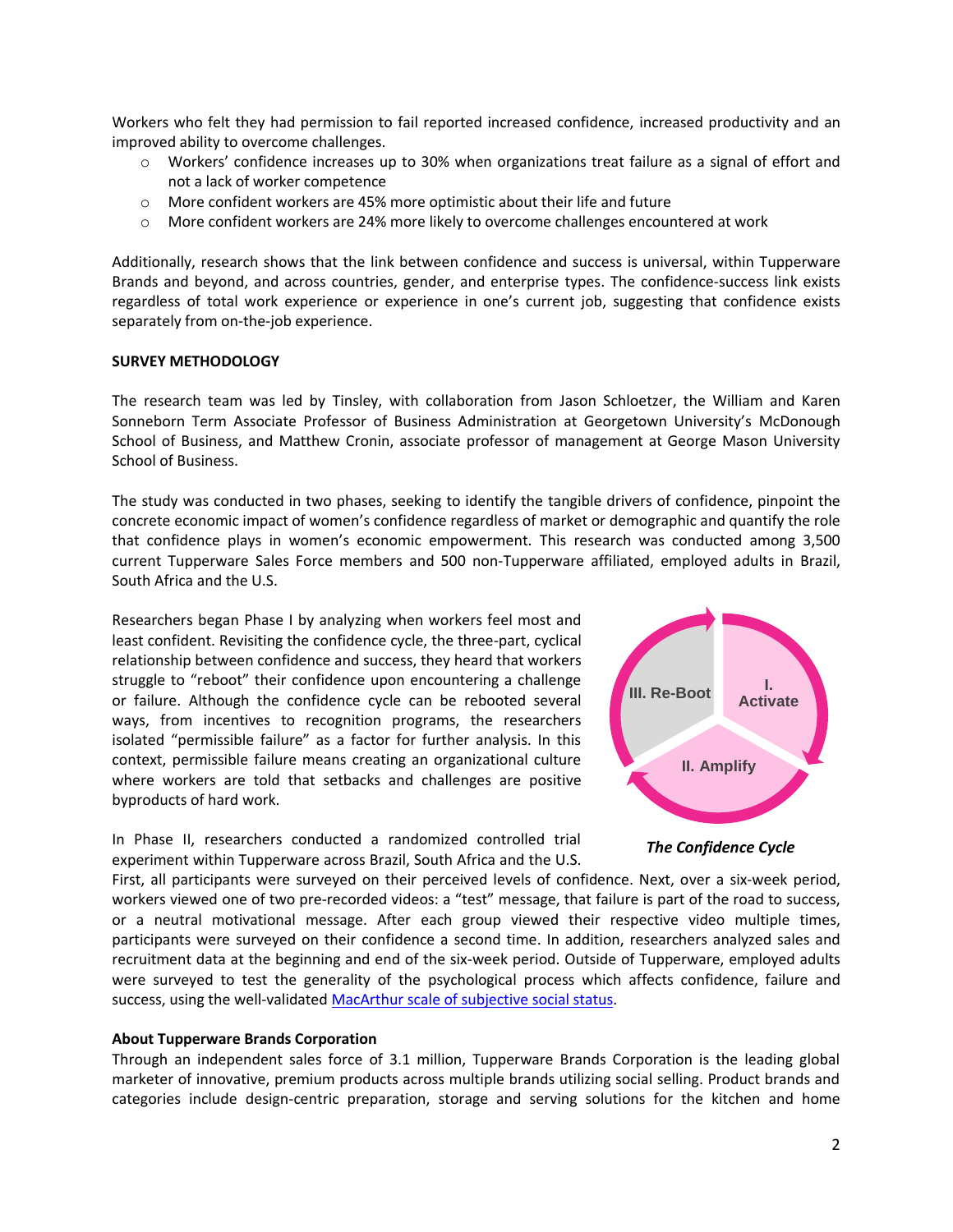Workers who felt they had permission to fail reported increased confidence, increased productivity and an improved ability to overcome challenges.

- Workers' confidence increases up to 30% when organizations treat failure as a signal of effort and not a lack of worker competence
- More confident workers are 45% more optimistic about their life and future
- More confident workers are 24% more likely to overcome challenges encountered at work

Additionally, research shows that the link between confidence and success is universal, within Tupperware Brands and beyond, and across countries, gender, and enterprise types. The confidence-success link exists regardless of total work experience or experience in one's current job, suggesting that confidence exists separately from on-the-job experience.

**SURVEY METHODOLOGY**

The research team was led by Tinsley, with collaboration from Jason Schloetzer, the William and Karen Sonneborn Term Associate Professor of Business Administration at Georgetown University's McDonough School of Business, and Matthew Cronin, associate professor of management at George Mason University School of Business.

The study was conducted in two phases, seeking to identify the tangible drivers of confidence, pinpoint the concrete economic impact of women's confidence regardless of market or demographic and quantify the role that confidence plays in women's economic empowerment. This research was conducted among 3,500 current Tupperware Sales Force members and 500 non-Tupperware affiliated, employed adults in Brazil, South Africa and the U.S.

Researchers began Phase I by analyzing when workers feel most and least confident. Revisiting the confidence cycle, the three-part, cyclical relationship between confidence and success, they heard that workers struggle to "reboot" their confidence upon encountering a challenge or failure. Although the confidence cycle can be rebooted several ways, from incentives to recognition programs, the researchers isolated "permissible failure" as a factor for further analysis. In this context, permissible failure means creating an organizational culture where workers are told that setbacks and challenges are positive byproducts of hard work.

I. Activate → II. Amplify → III. Re-Boot

*The Confidence Cycle*

In Phase II, researchers conducted a randomized controlled trial experiment within Tupperware across Brazil, South Africa and the U.S. First, all participants were surveyed on their perceived levels of confidence. Next, over a six-week period, workers viewed one of two pre-recorded videos: a "test" message, that failure is part of the road to success, or a neutral motivational message. After each group viewed their respective video multiple times, participants were surveyed on their confidence a second time. In addition, researchers analyzed sales and recruitment data at the beginning and end of the six-week period. Outside of Tupperware, employed adults were surveyed to test the generality of the psychological process which affects confidence, failure and success, using the well-validated MacArthur scale of subjective social status.

**About Tupperware Brands Corporation**

Through an independent sales force of 3.1 million, Tupperware Brands Corporation is the leading global marketer of innovative, premium products across multiple brands utilizing social selling. Product brands and categories include design-centric preparation, storage and serving solutions for the kitchen and home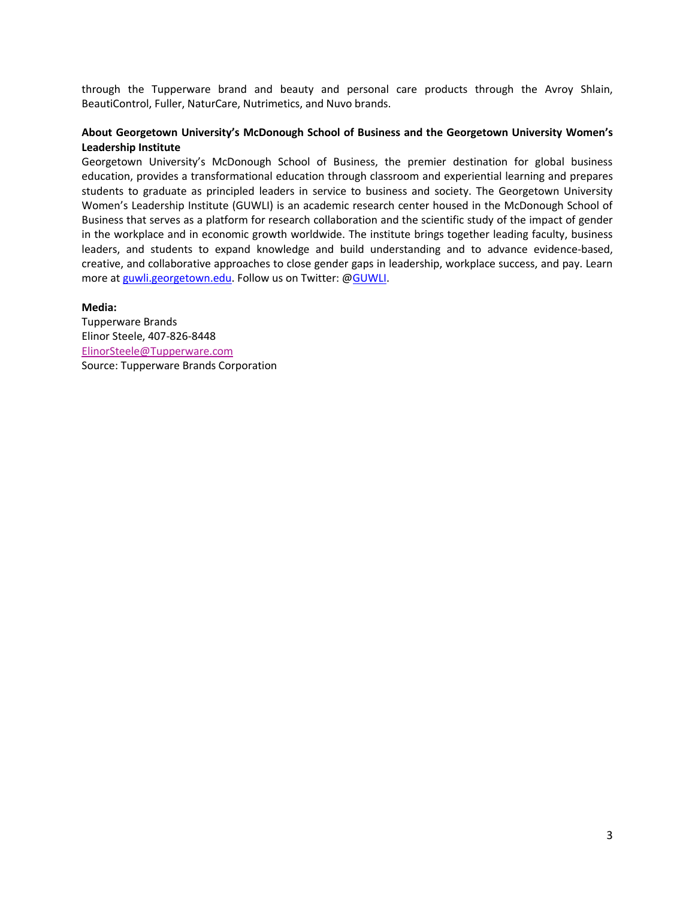through the Tupperware brand and beauty and personal care products through the Avroy Shlain, BeautiControl, Fuller, NaturCare, Nutrimetics, and Nuvo brands.

**About Georgetown University's McDonough School of Business and the Georgetown University Women's Leadership Institute**

Georgetown University's McDonough School of Business, the premier destination for global business education, provides a transformational education through classroom and experiential learning and prepares students to graduate as principled leaders in service to business and society. The Georgetown University Women's Leadership Institute (GUWLI) is an academic research center housed in the McDonough School of Business that serves as a platform for research collaboration and the scientific study of the impact of gender in the workplace and in economic growth worldwide. The institute brings together leading faculty, business leaders, and students to expand knowledge and build understanding and to advance evidence-based, creative, and collaborative approaches to close gender gaps in leadership, workplace success, and pay. Learn more at guwli.georgetown.edu. Follow us on Twitter: @GUWLI.

**Media:**

Tupperware Brands
Elinor Steele, 407-826-8448
ElinorSteele@Tupperware.com
Source: Tupperware Brands Corporation